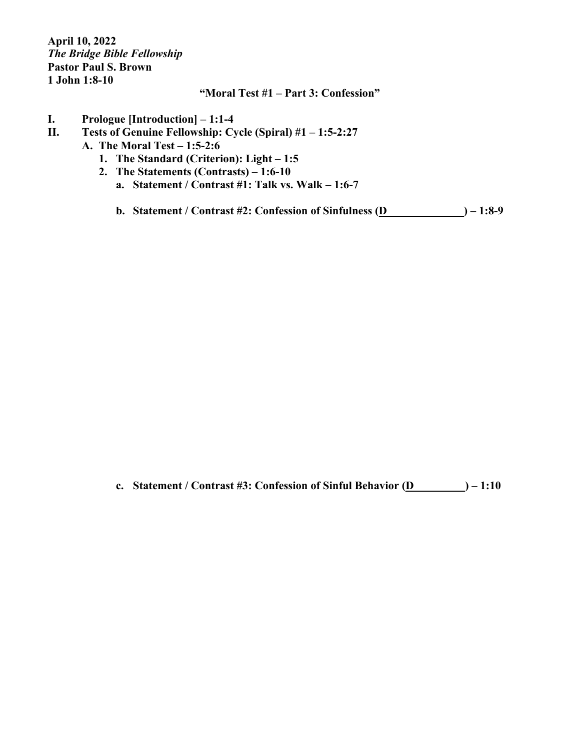**April 10, 2022**
***The Bridge Bible Fellowship***
**Pastor Paul S. Brown**
**1 John 1:8-10**

**"Moral Test #1 – Part 3: Confession"**

- **I. Prologue [Introduction] – 1:1-4**
- **II. Tests of Genuine Fellowship: Cycle (Spiral) #1 – 1:5-2:27**
  - **A. The Moral Test – 1:5-2:6**
    - **1. The Standard (Criterion): Light – 1:5**
    - **2. The Statements (Contrasts) – 1:6-10**
      - **a. Statement / Contrast #1: Talk vs. Walk – 1:6-7**
      - **b. Statement / Contrast #2: Confession of Sinfulness (D______________) – 1:8-9**
      - **c. Statement / Contrast #3: Confession of Sinful Behavior (D__________) – 1:10**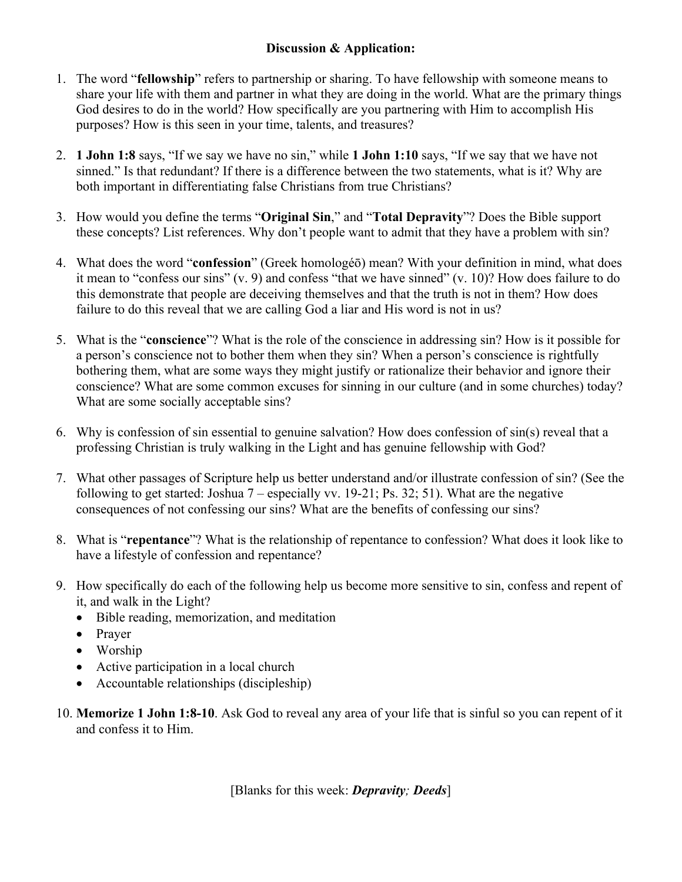**Discussion & Application:**

1. The word "**fellowship**" refers to partnership or sharing. To have fellowship with someone means to share your life with them and partner in what they are doing in the world. What are the primary things God desires to do in the world? How specifically are you partnering with Him to accomplish His purposes? How is this seen in your time, talents, and treasures?

2. **1 John 1:8** says, "If we say we have no sin," while **1 John 1:10** says, "If we say that we have not sinned." Is that redundant? If there is a difference between the two statements, what is it? Why are both important in differentiating false Christians from true Christians?

3. How would you define the terms "**Original Sin**," and "**Total Depravity**"? Does the Bible support these concepts? List references. Why don't people want to admit that they have a problem with sin?

4. What does the word "**confession**" (Greek homologéō) mean? With your definition in mind, what does it mean to "confess our sins" (v. 9) and confess "that we have sinned" (v. 10)? How does failure to do this demonstrate that people are deceiving themselves and that the truth is not in them? How does failure to do this reveal that we are calling God a liar and His word is not in us?

5. What is the "**conscience**"? What is the role of the conscience in addressing sin? How is it possible for a person's conscience not to bother them when they sin? When a person's conscience is rightfully bothering them, what are some ways they might justify or rationalize their behavior and ignore their conscience? What are some common excuses for sinning in our culture (and in some churches) today? What are some socially acceptable sins?

6. Why is confession of sin essential to genuine salvation? How does confession of sin(s) reveal that a professing Christian is truly walking in the Light and has genuine fellowship with God?

7. What other passages of Scripture help us better understand and/or illustrate confession of sin? (See the following to get started: Joshua 7 – especially vv. 19-21; Ps. 32; 51). What are the negative consequences of not confessing our sins? What are the benefits of confessing our sins?

8. What is "**repentance**"? What is the relationship of repentance to confession? What does it look like to have a lifestyle of confession and repentance?

9. How specifically do each of the following help us become more sensitive to sin, confess and repent of it, and walk in the Light?
   - Bible reading, memorization, and meditation
   - Prayer
   - Worship
   - Active participation in a local church
   - Accountable relationships (discipleship)

10. **Memorize 1 John 1:8-10**. Ask God to reveal any area of your life that is sinful so you can repent of it and confess it to Him.

[Blanks for this week: ***Depravity; Deeds***]